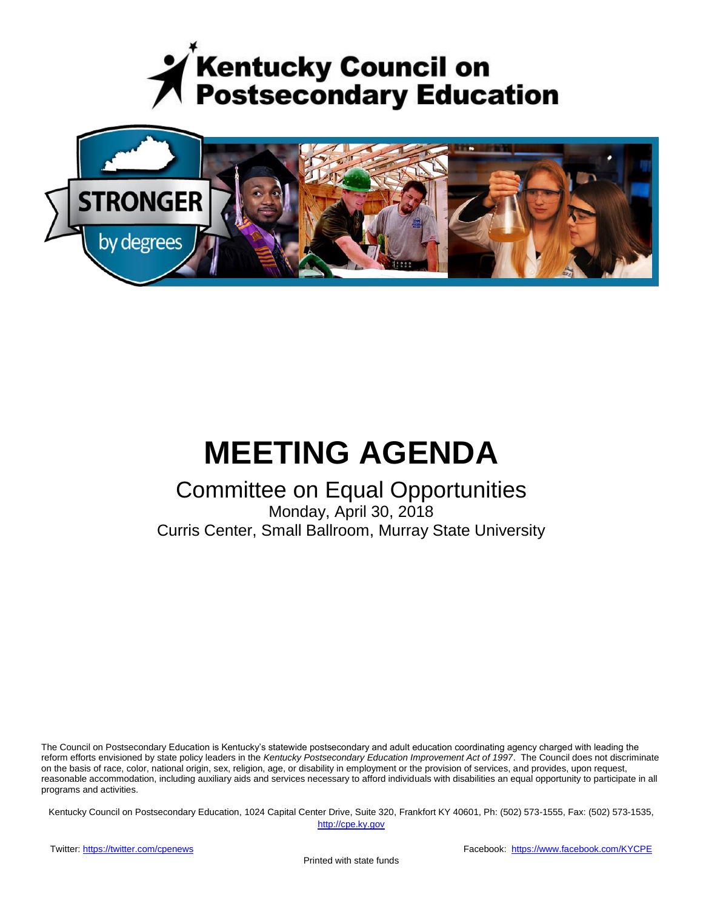# Kentucky Council on Postsecondary Education

STRONGER by degrees

# MEETING AGENDA

## Committee on Equal Opportunities

Monday, April 30, 2018

Curris Center, Small Ballroom, Murray State University

The Council on Postsecondary Education is Kentucky's statewide postsecondary and adult education coordinating agency charged with leading the reform efforts envisioned by state policy leaders in the *Kentucky Postsecondary Education Improvement Act of 1997*. The Council does not discriminate on the basis of race, color, national origin, sex, religion, age, or disability in employment or the provision of services, and provides, upon request, reasonable accommodation, including auxiliary aids and services necessary to afford individuals with disabilities an equal opportunity to participate in all programs and activities.

Kentucky Council on Postsecondary Education, 1024 Capital Center Drive, Suite 320, Frankfort KY 40601, Ph: (502) 573-1555, Fax: (502) 573-1535, http://cpe.ky.gov

Twitter: https://twitter.com/cpenews

Facebook: https://www.facebook.com/KYCPE

Printed with state funds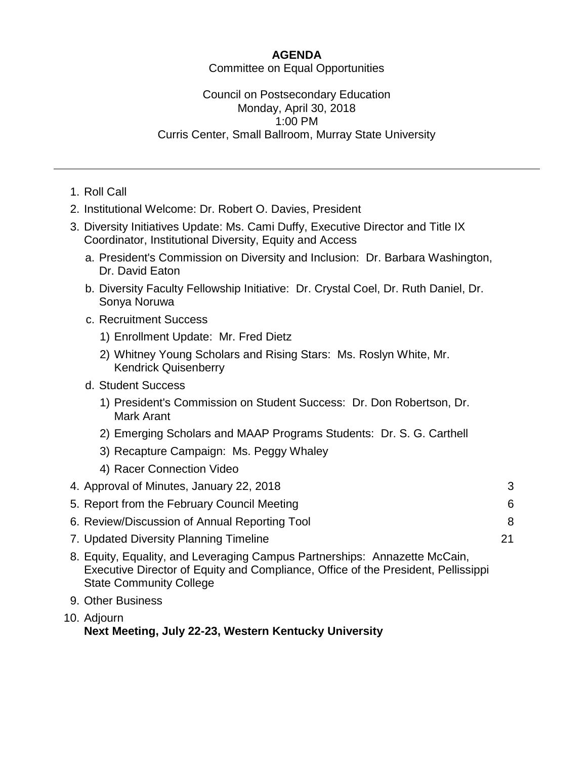**AGENDA**

Committee on Equal Opportunities

Council on Postsecondary Education
Monday, April 30, 2018
1:00 PM
Curris Center, Small Ballroom, Murray State University

---

1. Roll Call
2. Institutional Welcome: Dr. Robert O. Davies, President
3. Diversity Initiatives Update: Ms. Cami Duffy, Executive Director and Title IX Coordinator, Institutional Diversity, Equity and Access
   a. President's Commission on Diversity and Inclusion: Dr. Barbara Washington, Dr. David Eaton
   b. Diversity Faculty Fellowship Initiative: Dr. Crystal Coel, Dr. Ruth Daniel, Dr. Sonya Noruwa
   c. Recruitment Success
      1) Enrollment Update: Mr. Fred Dietz
      2) Whitney Young Scholars and Rising Stars: Ms. Roslyn White, Mr. Kendrick Quisenberry
   d. Student Success
      1) President's Commission on Student Success: Dr. Don Robertson, Dr. Mark Arant
      2) Emerging Scholars and MAAP Programs Students: Dr. S. G. Carthell
      3) Recapture Campaign: Ms. Peggy Whaley
      4) Racer Connection Video
4. Approval of Minutes, January 22, 2018 — 3
5. Report from the February Council Meeting — 6
6. Review/Discussion of Annual Reporting Tool — 8
7. Updated Diversity Planning Timeline — 21
8. Equity, Equality, and Leveraging Campus Partnerships: Annazette McCain, Executive Director of Equity and Compliance, Office of the President, Pellissippi State Community College
9. Other Business
10. Adjourn

    **Next Meeting, July 22-23, Western Kentucky University**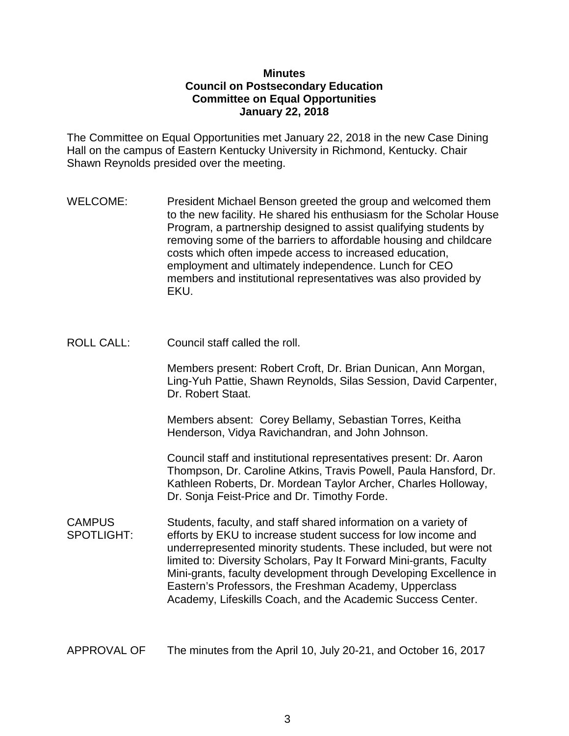**Minutes**
**Council on Postsecondary Education**
**Committee on Equal Opportunities**
**January 22, 2018**

The Committee on Equal Opportunities met January 22, 2018 in the new Case Dining Hall on the campus of Eastern Kentucky University in Richmond, Kentucky. Chair Shawn Reynolds presided over the meeting.

WELCOME: President Michael Benson greeted the group and welcomed them to the new facility. He shared his enthusiasm for the Scholar House Program, a partnership designed to assist qualifying students by removing some of the barriers to affordable housing and childcare costs which often impede access to increased education, employment and ultimately independence. Lunch for CEO members and institutional representatives was also provided by EKU.

ROLL CALL: Council staff called the roll.

Members present: Robert Croft, Dr. Brian Dunican, Ann Morgan, Ling-Yuh Pattie, Shawn Reynolds, Silas Session, David Carpenter, Dr. Robert Staat.

Members absent: Corey Bellamy, Sebastian Torres, Keitha Henderson, Vidya Ravichandran, and John Johnson.

Council staff and institutional representatives present: Dr. Aaron Thompson, Dr. Caroline Atkins, Travis Powell, Paula Hansford, Dr. Kathleen Roberts, Dr. Mordean Taylor Archer, Charles Holloway, Dr. Sonja Feist-Price and Dr. Timothy Forde.

CAMPUS SPOTLIGHT: Students, faculty, and staff shared information on a variety of efforts by EKU to increase student success for low income and underrepresented minority students. These included, but were not limited to: Diversity Scholars, Pay It Forward Mini-grants, Faculty Mini-grants, faculty development through Developing Excellence in Eastern's Professors, the Freshman Academy, Upperclass Academy, Lifeskills Coach, and the Academic Success Center.

APPROVAL OF The minutes from the April 10, July 20-21, and October 16, 2017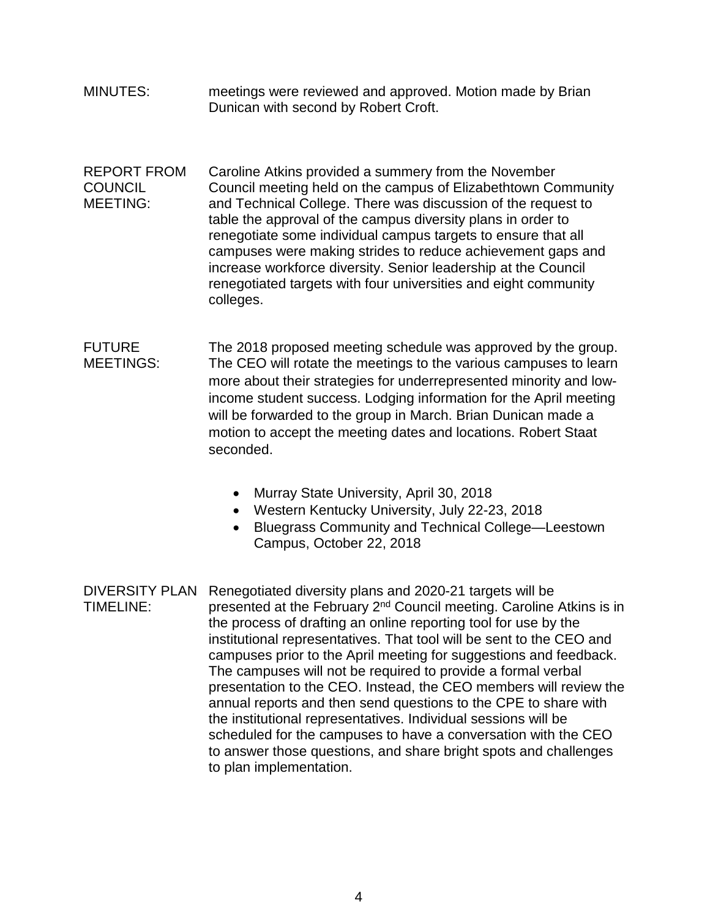MINUTES: meetings were reviewed and approved. Motion made by Brian Dunican with second by Robert Croft.

REPORT FROM COUNCIL MEETING: Caroline Atkins provided a summery from the November Council meeting held on the campus of Elizabethtown Community and Technical College. There was discussion of the request to table the approval of the campus diversity plans in order to renegotiate some individual campus targets to ensure that all campuses were making strides to reduce achievement gaps and increase workforce diversity. Senior leadership at the Council renegotiated targets with four universities and eight community colleges.

FUTURE MEETINGS: The 2018 proposed meeting schedule was approved by the group. The CEO will rotate the meetings to the various campuses to learn more about their strategies for underrepresented minority and low-income student success. Lodging information for the April meeting will be forwarded to the group in March. Brian Dunican made a motion to accept the meeting dates and locations. Robert Staat seconded.

- Murray State University, April 30, 2018
- Western Kentucky University, July 22-23, 2018
- Bluegrass Community and Technical College—Leestown Campus, October 22, 2018

DIVERSITY PLAN TIMELINE: Renegotiated diversity plans and 2020-21 targets will be presented at the February 2nd Council meeting. Caroline Atkins is in the process of drafting an online reporting tool for use by the institutional representatives. That tool will be sent to the CEO and campuses prior to the April meeting for suggestions and feedback. The campuses will not be required to provide a formal verbal presentation to the CEO. Instead, the CEO members will review the annual reports and then send questions to the CPE to share with the institutional representatives. Individual sessions will be scheduled for the campuses to have a conversation with the CEO to answer those questions, and share bright spots and challenges to plan implementation.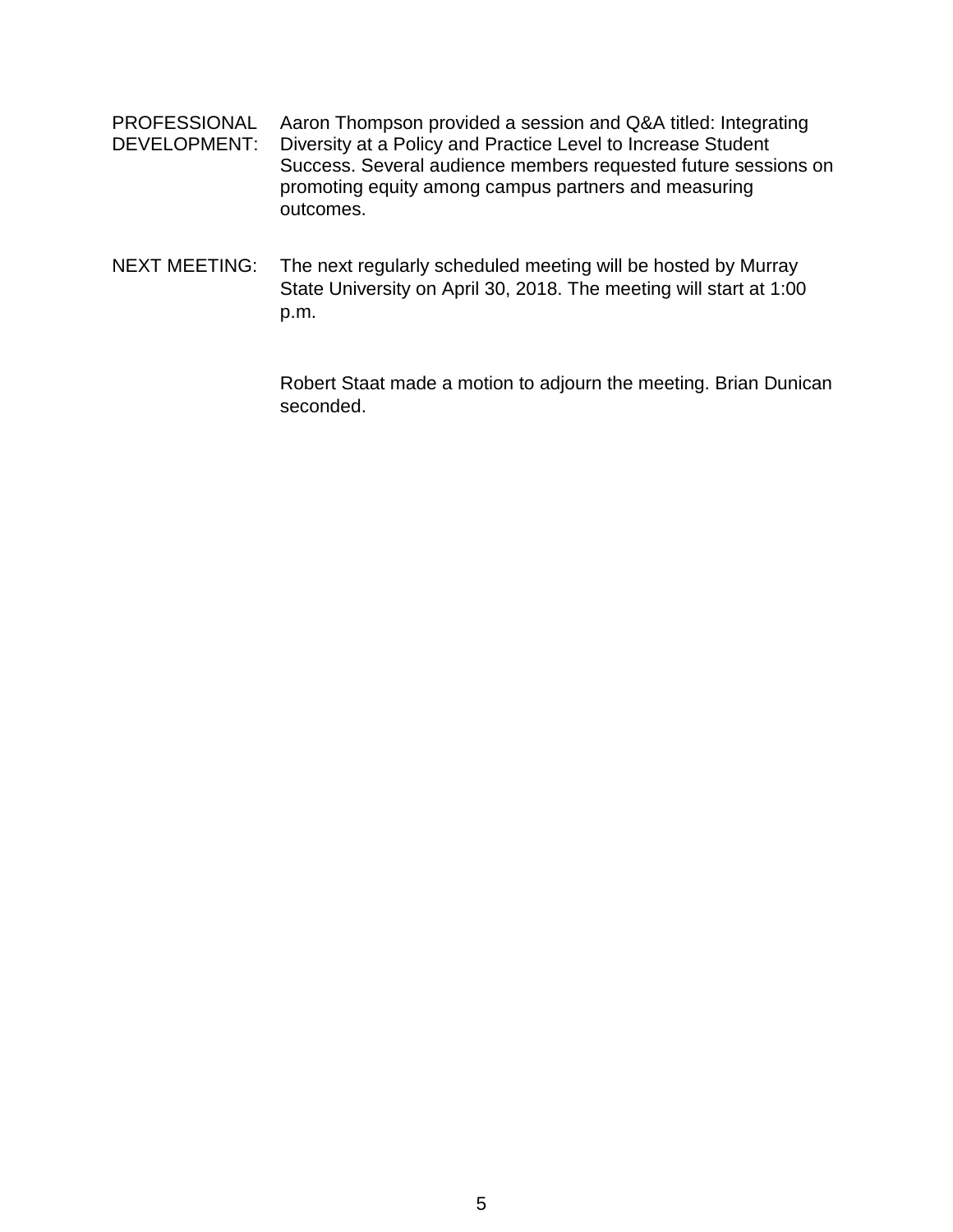**PROFESSIONAL DEVELOPMENT:** Aaron Thompson provided a session and Q&A titled: Integrating Diversity at a Policy and Practice Level to Increase Student Success. Several audience members requested future sessions on promoting equity among campus partners and measuring outcomes.

**NEXT MEETING:** The next regularly scheduled meeting will be hosted by Murray State University on April 30, 2018. The meeting will start at 1:00 p.m.

Robert Staat made a motion to adjourn the meeting. Brian Dunican seconded.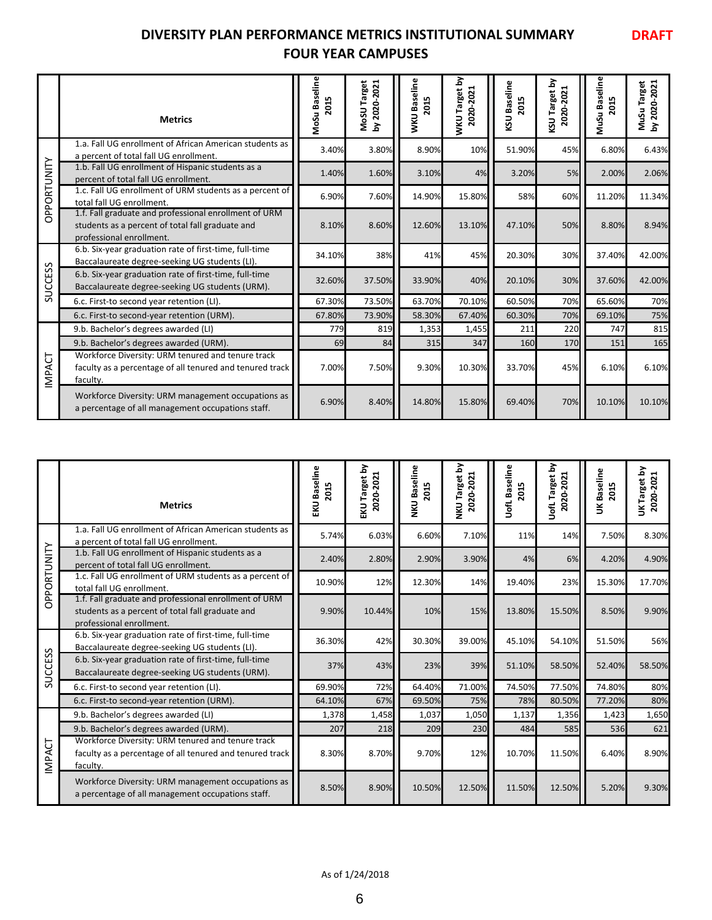# DIVERSITY PLAN PERFORMANCE METRICS INSTITUTIONAL SUMMARY FOUR YEAR CAMPUSES

**DRAFT**

| | Metrics | MoSu Baseline 2015 | MoSU Target by 2020-2021 | WKU Baseline 2015 | WKU Target by 2020-2021 | KSU Baseline 2015 | KSU Target by 2020-2021 | MuSu Baseline 2015 | MuSu Target by 2020-2021 |
|---|---|---|---|---|---|---|---|---|---|
| OPPORTUNITY | 1.a. Fall UG enrollment of African American students as a percent of total fall UG enrollment. | 3.40% | 3.80% | 8.90% | 10% | 51.90% | 45% | 6.80% | 6.43% |
| | 1.b. Fall UG enrollment of Hispanic students as a percent of total fall UG enrollment. | 1.40% | 1.60% | 3.10% | 4% | 3.20% | 5% | 2.00% | 2.06% |
| | 1.c. Fall UG enrollment of URM students as a percent of total fall UG enrollment. | 6.90% | 7.60% | 14.90% | 15.80% | 58% | 60% | 11.20% | 11.34% |
| | 1.f. Fall graduate and professional enrollment of URM students as a percent of total fall graduate and professional enrollment. | 8.10% | 8.60% | 12.60% | 13.10% | 47.10% | 50% | 8.80% | 8.94% |
| SUCCESS | 6.b. Six-year graduation rate of first-time, full-time Baccalaureate degree-seeking UG students (LI). | 34.10% | 38% | 41% | 45% | 20.30% | 30% | 37.40% | 42.00% |
| | 6.b. Six-year graduation rate of first-time, full-time Baccalaureate degree-seeking UG students (URM). | 32.60% | 37.50% | 33.90% | 40% | 20.10% | 30% | 37.60% | 42.00% |
| | 6.c. First-to second year retention (LI). | 67.30% | 73.50% | 63.70% | 70.10% | 60.50% | 70% | 65.60% | 70% |
| | 6.c. First-to second-year retention (URM). | 67.80% | 73.90% | 58.30% | 67.40% | 60.30% | 70% | 69.10% | 75% |
| IMPACT | 9.b. Bachelor's degrees awarded (LI) | 779 | 819 | 1,353 | 1,455 | 211 | 220 | 747 | 815 |
| | 9.b. Bachelor's degrees awarded (URM). | 69 | 84 | 315 | 347 | 160 | 170 | 151 | 165 |
| | Workforce Diversity: URM tenured and tenure track faculty as a percentage of all tenured and tenured track faculty. | 7.00% | 7.50% | 9.30% | 10.30% | 33.70% | 45% | 6.10% | 6.10% |
| | Workforce Diversity: URM management occupations as a percentage of all management occupations staff. | 6.90% | 8.40% | 14.80% | 15.80% | 69.40% | 70% | 10.10% | 10.10% |

| | Metrics | EKU Baseline 2015 | EKU Target by 2020-2021 | NKU Baseline 2015 | NKU Target by 2020-2021 | UofL Baseline 2015 | UofL Target by 2020-2021 | UK Baseline 2015 | UK Target by 2020-2021 |
|---|---|---|---|---|---|---|---|---|---|
| OPPORTUNITY | 1.a. Fall UG enrollment of African American students as a percent of total fall UG enrollment. | 5.74% | 6.03% | 6.60% | 7.10% | 11% | 14% | 7.50% | 8.30% |
| | 1.b. Fall UG enrollment of Hispanic students as a percent of total fall UG enrollment. | 2.40% | 2.80% | 2.90% | 3.90% | 4% | 6% | 4.20% | 4.90% |
| | 1.c. Fall UG enrollment of URM students as a percent of total fall UG enrollment. | 10.90% | 12% | 12.30% | 14% | 19.40% | 23% | 15.30% | 17.70% |
| | 1.f. Fall graduate and professional enrollment of URM students as a percent of total fall graduate and professional enrollment. | 9.90% | 10.44% | 10% | 15% | 13.80% | 15.50% | 8.50% | 9.90% |
| SUCCESS | 6.b. Six-year graduation rate of first-time, full-time Baccalaureate degree-seeking UG students (LI). | 36.30% | 42% | 30.30% | 39.00% | 45.10% | 54.10% | 51.50% | 56% |
| | 6.b. Six-year graduation rate of first-time, full-time Baccalaureate degree-seeking UG students (URM). | 37% | 43% | 23% | 39% | 51.10% | 58.50% | 52.40% | 58.50% |
| | 6.c. First-to second year retention (LI). | 69.90% | 72% | 64.40% | 71.00% | 74.50% | 77.50% | 74.80% | 80% |
| | 6.c. First-to second-year retention (URM). | 64.10% | 67% | 69.50% | 75% | 78% | 80.50% | 77.20% | 80% |
| IMPACT | 9.b. Bachelor's degrees awarded (LI) | 1,378 | 1,458 | 1,037 | 1,050 | 1,137 | 1,356 | 1,423 | 1,650 |
| | 9.b. Bachelor's degrees awarded (URM). | 207 | 218 | 209 | 230 | 484 | 585 | 536 | 621 |
| | Workforce Diversity: URM tenured and tenure track faculty as a percentage of all tenured and tenured track faculty. | 8.30% | 8.70% | 9.70% | 12% | 10.70% | 11.50% | 6.40% | 8.90% |
| | Workforce Diversity: URM management occupations as a percentage of all management occupations staff. | 8.50% | 8.90% | 10.50% | 12.50% | 11.50% | 12.50% | 5.20% | 9.30% |

As of 1/24/2018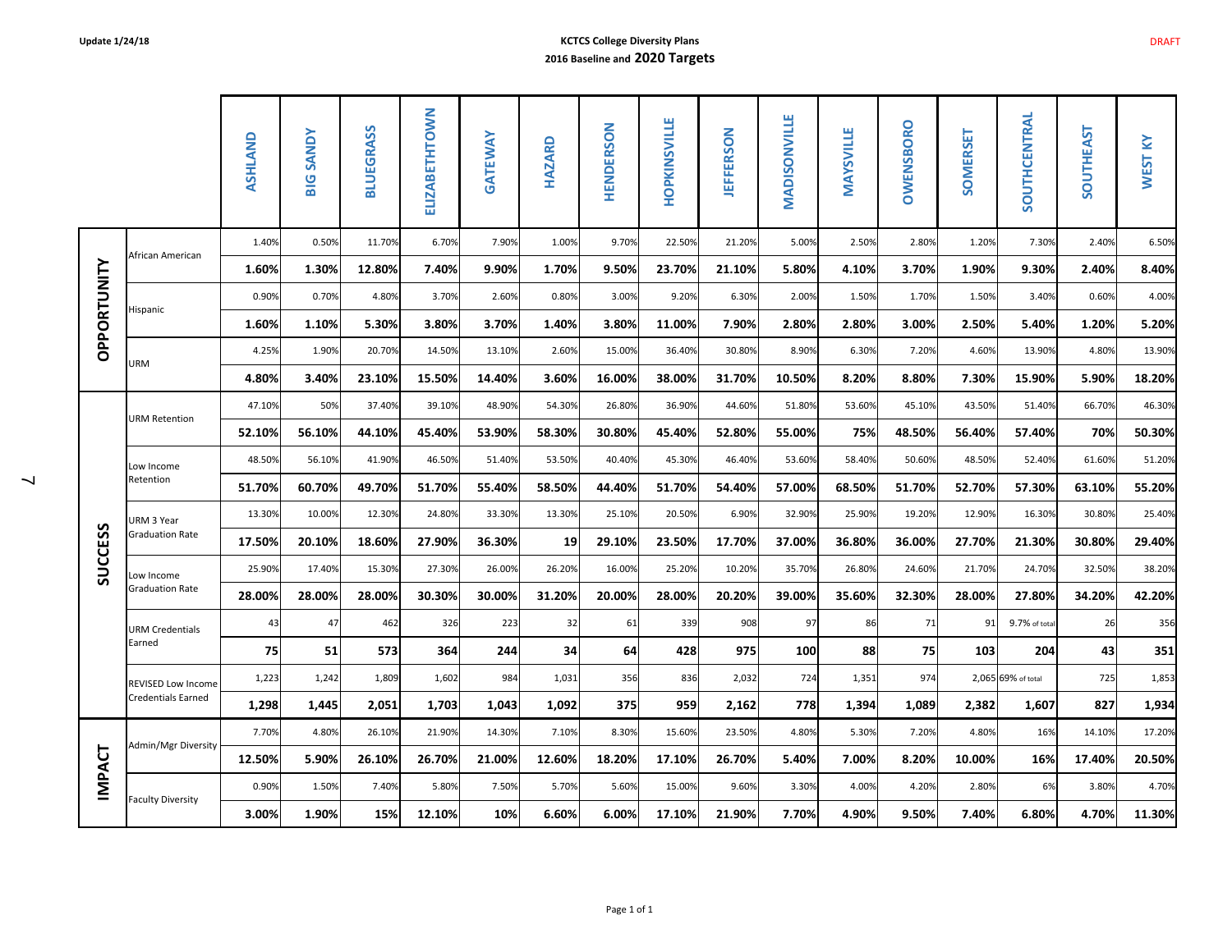Update 1/24/18

DRAFT

# KCTCS College Diversity Plans
## 2016 Baseline and 2020 Targets

| | | ASHLAND | BIG SANDY | BLUEGRASS | ELIZABETHTOWN | GATEWAY | HAZARD | HENDERSON | HOPKINSVILLE | JEFFERSON | MADISONVILLE | MAYSVILLE | OWENSBORO | SOMERSET | SOUTHCENTRAL | SOUTHEAST | WEST KY |
|---|---|---|---|---|---|---|---|---|---|---|---|---|---|---|---|---|---|
| OPPORTUNITY | African American | 1.40% | 0.50% | 11.70% | 6.70% | 7.90% | 1.00% | 9.70% | 22.50% | 21.20% | 5.00% | 2.50% | 2.80% | 1.20% | 7.30% | 2.40% | 6.50% |
| | | **1.60%** | **1.30%** | **12.80%** | **7.40%** | **9.90%** | **1.70%** | **9.50%** | **23.70%** | **21.10%** | **5.80%** | **4.10%** | **3.70%** | **1.90%** | **9.30%** | **2.40%** | **8.40%** |
| | Hispanic | 0.90% | 0.70% | 4.80% | 3.70% | 2.60% | 0.80% | 3.00% | 9.20% | 6.30% | 2.00% | 1.50% | 1.70% | 1.50% | 3.40% | 0.60% | 4.00% |
| | | **1.60%** | **1.10%** | **5.30%** | **3.80%** | **3.70%** | **1.40%** | **3.80%** | **11.00%** | **7.90%** | **2.80%** | **2.80%** | **3.00%** | **2.50%** | **5.40%** | **1.20%** | **5.20%** |
| | URM | 4.25% | 1.90% | 20.70% | 14.50% | 13.10% | 2.60% | 15.00% | 36.40% | 30.80% | 8.90% | 6.30% | 7.20% | 4.60% | 13.90% | 4.80% | 13.90% |
| | | **4.80%** | **3.40%** | **23.10%** | **15.50%** | **14.40%** | **3.60%** | **16.00%** | **38.00%** | **31.70%** | **10.50%** | **8.20%** | **8.80%** | **7.30%** | **15.90%** | **5.90%** | **18.20%** |
| SUCCESS | URM Retention | 47.10% | 50% | 37.40% | 39.10% | 48.90% | 54.30% | 26.80% | 36.90% | 44.60% | 51.80% | 53.60% | 45.10% | 43.50% | 51.40% | 66.70% | 46.30% |
| | | **52.10%** | **56.10%** | **44.10%** | **45.40%** | **53.90%** | **58.30%** | **30.80%** | **45.40%** | **52.80%** | **55.00%** | **75%** | **48.50%** | **56.40%** | **57.40%** | **70%** | **50.30%** |
| | Low Income Retention | 48.50% | 56.10% | 41.90% | 46.50% | 51.40% | 53.50% | 40.40% | 45.30% | 46.40% | 53.60% | 58.40% | 50.60% | 48.50% | 52.40% | 61.60% | 51.20% |
| | | **51.70%** | **60.70%** | **49.70%** | **51.70%** | **55.40%** | **58.50%** | **44.40%** | **51.70%** | **54.40%** | **57.00%** | **68.50%** | **51.70%** | **52.70%** | **57.30%** | **63.10%** | **55.20%** |
| | URM 3 Year Graduation Rate | 13.30% | 10.00% | 12.30% | 24.80% | 33.30% | 13.30% | 25.10% | 20.50% | 6.90% | 32.90% | 25.90% | 19.20% | 12.90% | 16.30% | 30.80% | 25.40% |
| | | **17.50%** | **20.10%** | **18.60%** | **27.90%** | **36.30%** | **19** | **29.10%** | **23.50%** | **17.70%** | **37.00%** | **36.80%** | **36.00%** | **27.70%** | **21.30%** | **30.80%** | **29.40%** |
| | Low Income Graduation Rate | 25.90% | 17.40% | 15.30% | 27.30% | 26.00% | 26.20% | 16.00% | 25.20% | 10.20% | 35.70% | 26.80% | 24.60% | 21.70% | 24.70% | 32.50% | 38.20% |
| | | **28.00%** | **28.00%** | **28.00%** | **30.30%** | **30.00%** | **31.20%** | **20.00%** | **28.00%** | **20.20%** | **39.00%** | **35.60%** | **32.30%** | **28.00%** | **27.80%** | **34.20%** | **42.20%** |
| | URM Credentials Earned | 43 | 47 | 462 | 326 | 223 | 32 | 61 | 339 | 908 | 97 | 86 | 71 | 91 | 9.7% of total | 26 | 356 |
| | | **75** | **51** | **573** | **364** | **244** | **34** | **64** | **428** | **975** | **100** | **88** | **75** | **103** | **204** | **43** | **351** |
| | REVISED Low Income Credentials Earned | 1,223 | 1,242 | 1,809 | 1,602 | 984 | 1,031 | 356 | 836 | 2,032 | 724 | 1,351 | 974 | 2,065 | 69% of total | 725 | 1,853 |
| | | **1,298** | **1,445** | **2,051** | **1,703** | **1,043** | **1,092** | **375** | **959** | **2,162** | **778** | **1,394** | **1,089** | **2,382** | **1,607** | **827** | **1,934** |
| IMPACT | Admin/Mgr Diversity | 7.70% | 4.80% | 26.10% | 21.90% | 14.30% | 7.10% | 8.30% | 15.60% | 23.50% | 4.80% | 5.30% | 7.20% | 4.80% | 16% | 14.10% | 17.20% |
| | | **12.50%** | **5.90%** | **26.10%** | **26.70%** | **21.00%** | **12.60%** | **18.20%** | **17.10%** | **26.70%** | **5.40%** | **7.00%** | **8.20%** | **10.00%** | **16%** | **17.40%** | **20.50%** |
| | Faculty Diversity | 0.90% | 1.50% | 7.40% | 5.80% | 7.50% | 5.70% | 5.60% | 15.00% | 9.60% | 3.30% | 4.00% | 4.20% | 2.80% | 6% | 3.80% | 4.70% |
| | | **3.00%** | **1.90%** | **15%** | **12.10%** | **10%** | **6.60%** | **6.00%** | **17.10%** | **21.90%** | **7.70%** | **4.90%** | **9.50%** | **7.40%** | **6.80%** | **4.70%** | **11.30%** |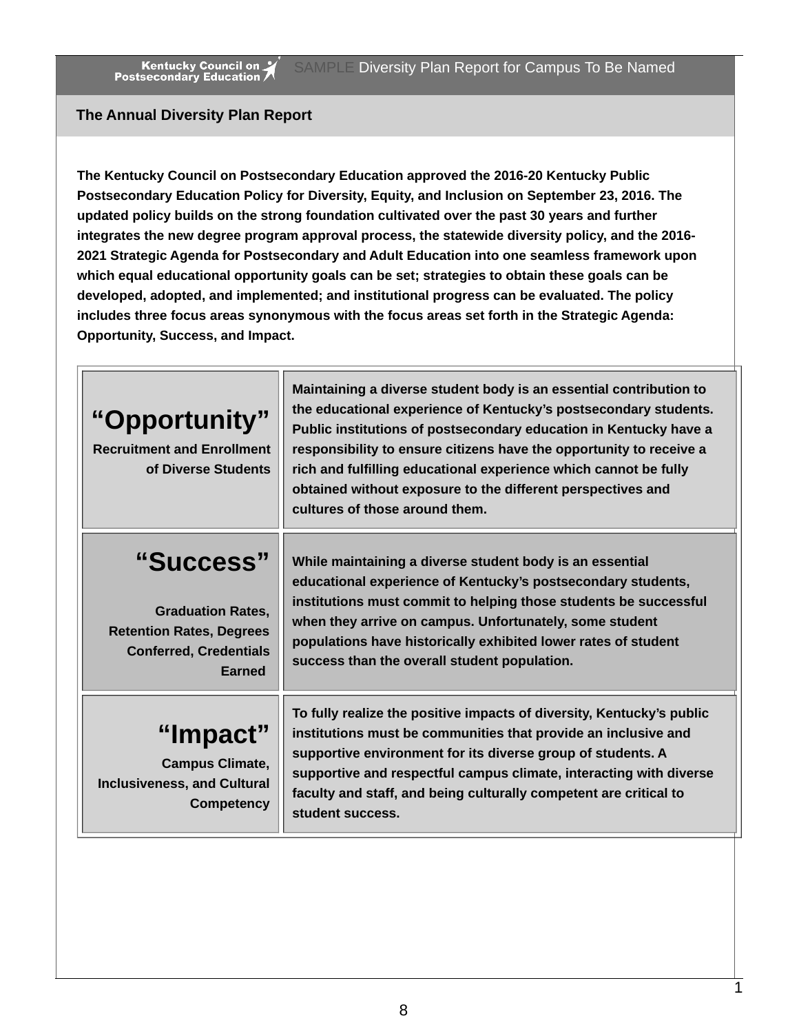## The Annual Diversity Plan Report

**The Kentucky Council on Postsecondary Education approved the 2016-20 Kentucky Public Postsecondary Education Policy for Diversity, Equity, and Inclusion on September 23, 2016. The updated policy builds on the strong foundation cultivated over the past 30 years and further integrates the new degree program approval process, the statewide diversity policy, and the 2016-2021 Strategic Agenda for Postsecondary and Adult Education into one seamless framework upon which equal educational opportunity goals can be set; strategies to obtain these goals can be developed, adopted, and implemented; and institutional progress can be evaluated. The policy includes three focus areas synonymous with the focus areas set forth in the Strategic Agenda: Opportunity, Success, and Impact.**

| Focus Area | Description |
|---|---|
| **"Opportunity"** Recruitment and Enrollment of Diverse Students | Maintaining a diverse student body is an essential contribution to the educational experience of Kentucky's postsecondary students. Public institutions of postsecondary education in Kentucky have a responsibility to ensure citizens have the opportunity to receive a rich and fulfilling educational experience which cannot be fully obtained without exposure to the different perspectives and cultures of those around them. |
| **"Success"** Graduation Rates, Retention Rates, Degrees Conferred, Credentials Earned | While maintaining a diverse student body is an essential educational experience of Kentucky's postsecondary students, institutions must commit to helping those students be successful when they arrive on campus. Unfortunately, some student populations have historically exhibited lower rates of student success than the overall student population. |
| **"Impact"** Campus Climate, Inclusiveness, and Cultural Competency | To fully realize the positive impacts of diversity, Kentucky's public institutions must be communities that provide an inclusive and supportive environment for its diverse group of students. A supportive and respectful campus climate, interacting with diverse faculty and staff, and being culturally competent are critical to student success. |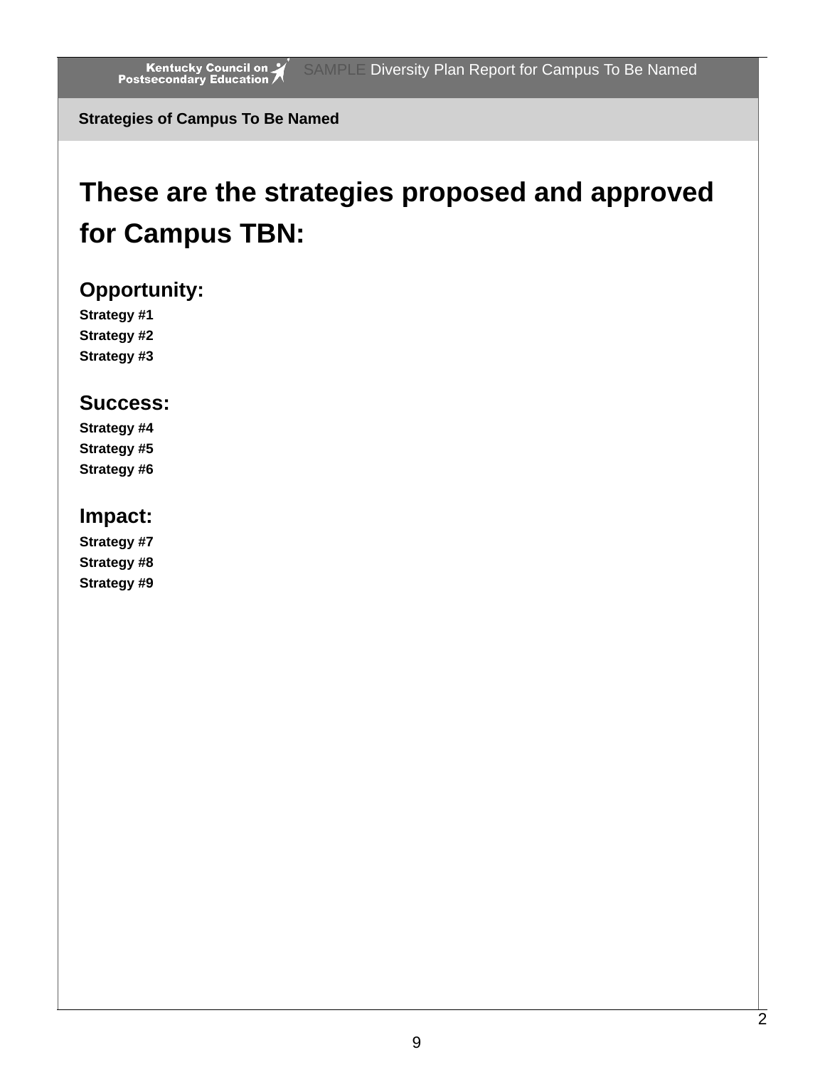## Strategies of Campus To Be Named

# These are the strategies proposed and approved for Campus TBN:

### Opportunity:

**Strategy #1**
**Strategy #2**
**Strategy #3**

### Success:

**Strategy #4**
**Strategy #5**
**Strategy #6**

### Impact:

**Strategy #7**
**Strategy #8**
**Strategy #9**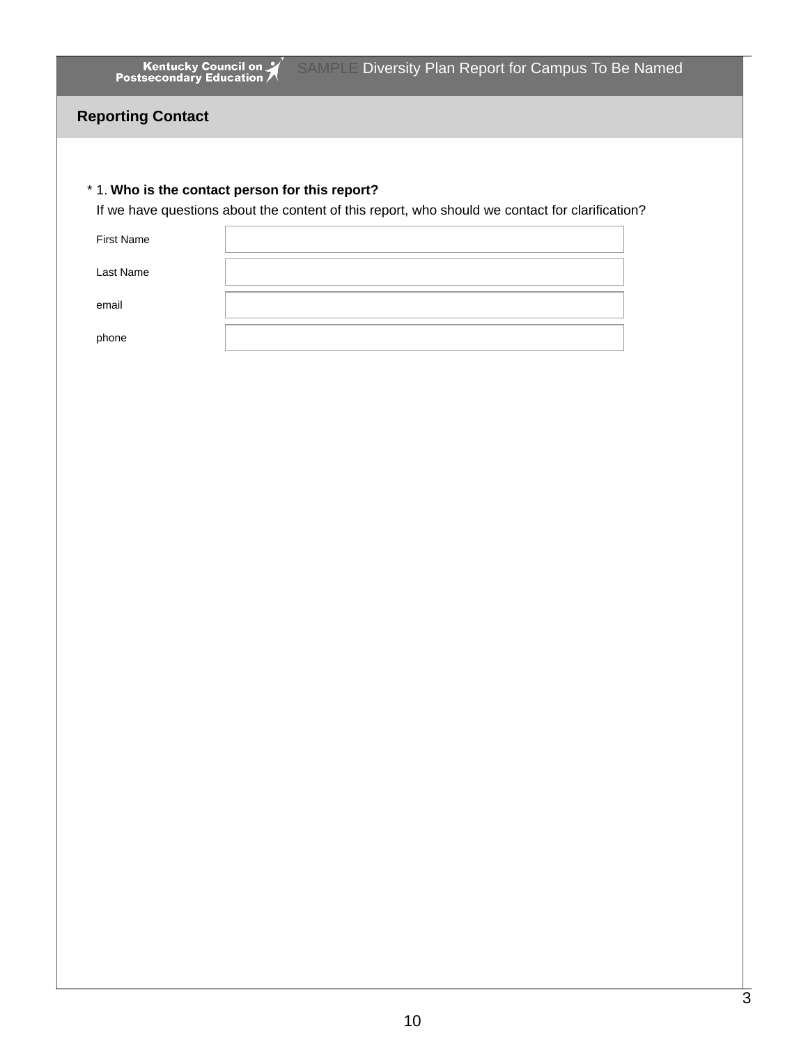SAMPLE Diversity Plan Report for Campus To Be Named

## Reporting Contact

\* 1. **Who is the contact person for this report?**

If we have questions about the content of this report, who should we contact for clarification?

| | |
|---|---|
| First Name | |
| Last Name | |
| email | |
| phone | |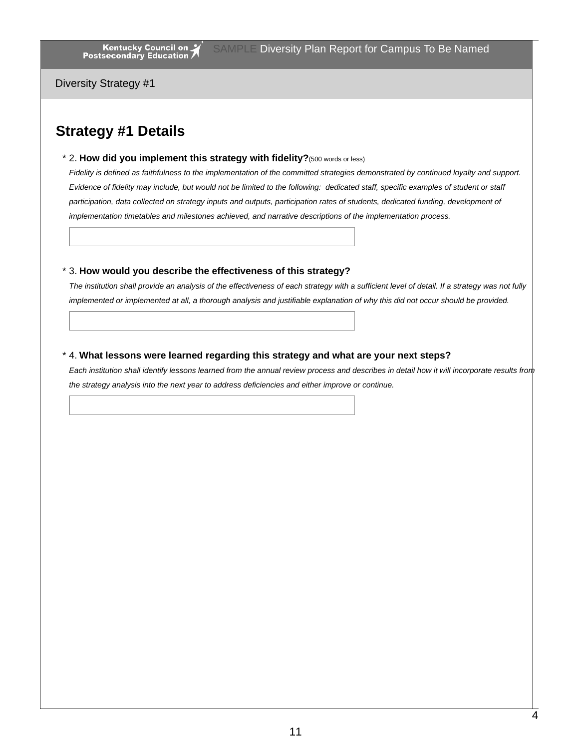Kentucky Council on Postsecondary Education SAMPLE Diversity Plan Report for Campus To Be Named

Diversity Strategy #1

## Strategy #1 Details

* 2. **How did you implement this strategy with fidelity?**(500 words or less)

*Fidelity is defined as faithfulness to the implementation of the committed strategies demonstrated by continued loyalty and support. Evidence of fidelity may include, but would not be limited to the following: dedicated staff, specific examples of student or staff participation, data collected on strategy inputs and outputs, participation rates of students, dedicated funding, development of implementation timetables and milestones achieved, and narrative descriptions of the implementation process.*

* 3. **How would you describe the effectiveness of this strategy?**

*The institution shall provide an analysis of the effectiveness of each strategy with a sufficient level of detail. If a strategy was not fully implemented or implemented at all, a thorough analysis and justifiable explanation of why this did not occur should be provided.*

* 4. **What lessons were learned regarding this strategy and what are your next steps?**

*Each institution shall identify lessons learned from the annual review process and describes in detail how it will incorporate results from the strategy analysis into the next year to address deficiencies and either improve or continue.*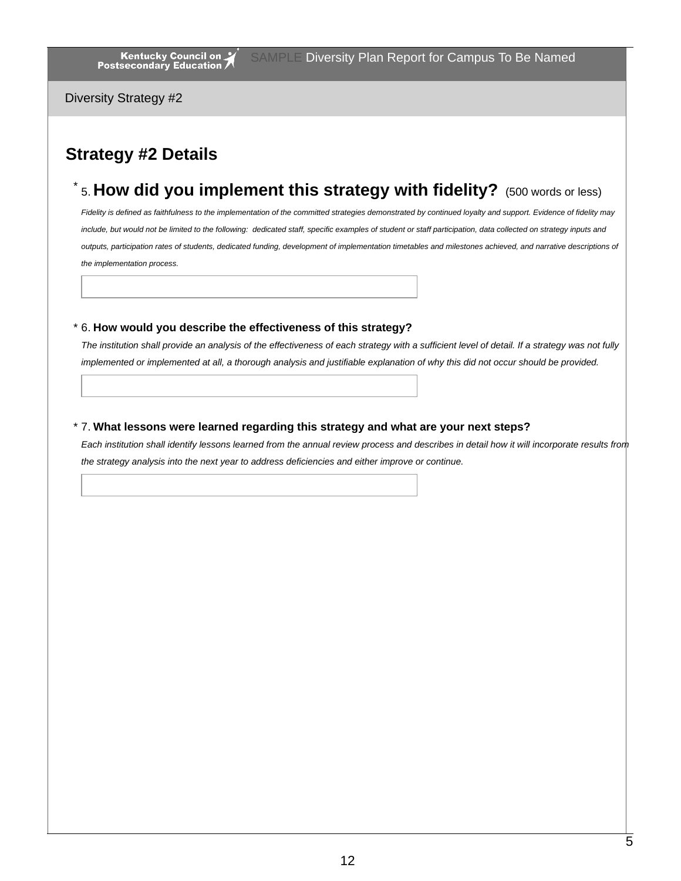Kentucky Council on Postsecondary Education — SAMPLE Diversity Plan Report for Campus To Be Named

Diversity Strategy #2

## Strategy #2 Details

\* 5. **How did you implement this strategy with fidelity?** (500 words or less)

*Fidelity is defined as faithfulness to the implementation of the committed strategies demonstrated by continued loyalty and support. Evidence of fidelity may include, but would not be limited to the following: dedicated staff, specific examples of student or staff participation, data collected on strategy inputs and outputs, participation rates of students, dedicated funding, development of implementation timetables and milestones achieved, and narrative descriptions of the implementation process.*

\* 6. **How would you describe the effectiveness of this strategy?**

*The institution shall provide an analysis of the effectiveness of each strategy with a sufficient level of detail. If a strategy was not fully implemented or implemented at all, a thorough analysis and justifiable explanation of why this did not occur should be provided.*

\* 7. **What lessons were learned regarding this strategy and what are your next steps?**

*Each institution shall identify lessons learned from the annual review process and describes in detail how it will incorporate results from the strategy analysis into the next year to address deficiencies and either improve or continue.*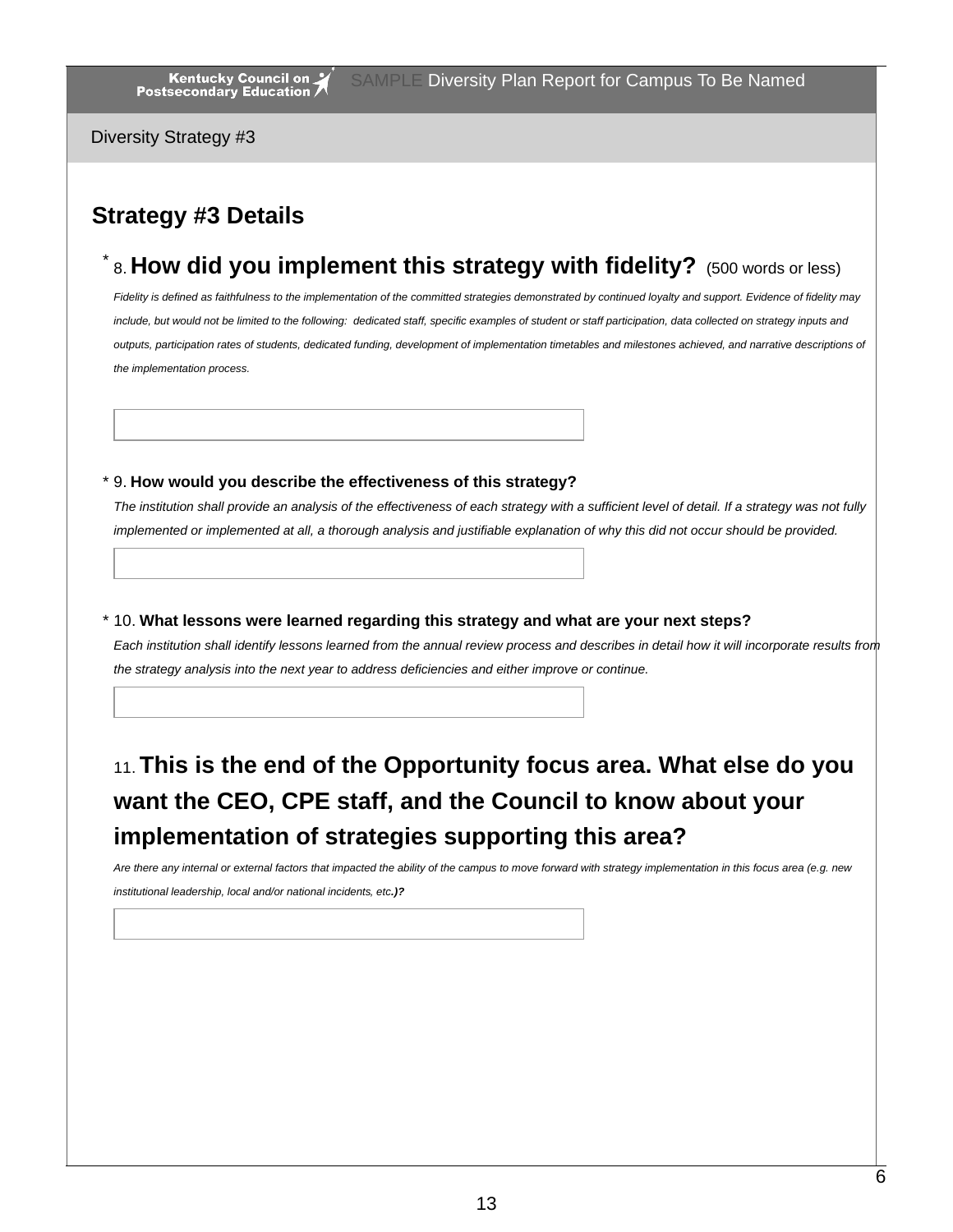Diversity Strategy #3

## Strategy #3 Details

\* 8. **How did you implement this strategy with fidelity?** (500 words or less)

*Fidelity is defined as faithfulness to the implementation of the committed strategies demonstrated by continued loyalty and support. Evidence of fidelity may include, but would not be limited to the following: dedicated staff, specific examples of student or staff participation, data collected on strategy inputs and outputs, participation rates of students, dedicated funding, development of implementation timetables and milestones achieved, and narrative descriptions of the implementation process.*

\* 9. **How would you describe the effectiveness of this strategy?**

*The institution shall provide an analysis of the effectiveness of each strategy with a sufficient level of detail. If a strategy was not fully implemented or implemented at all, a thorough analysis and justifiable explanation of why this did not occur should be provided.*

\* 10. **What lessons were learned regarding this strategy and what are your next steps?**

*Each institution shall identify lessons learned from the annual review process and describes in detail how it will incorporate results from the strategy analysis into the next year to address deficiencies and either improve or continue.*

11. **This is the end of the Opportunity focus area. What else do you want the CEO, CPE staff, and the Council to know about your implementation of strategies supporting this area?**

*Are there any internal or external factors that impacted the ability of the campus to move forward with strategy implementation in this focus area (e.g. new institutional leadership, local and/or national incidents, etc.)?*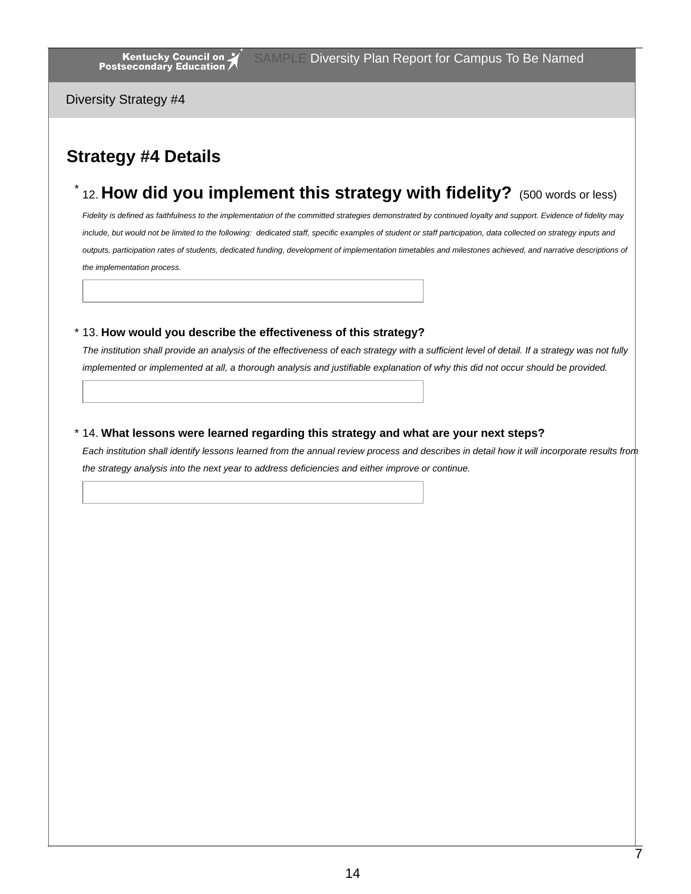Diversity Strategy #4

## Strategy #4 Details

\* 12. **How did you implement this strategy with fidelity?** (500 words or less)

*Fidelity is defined as faithfulness to the implementation of the committed strategies demonstrated by continued loyalty and support. Evidence of fidelity may include, but would not be limited to the following: dedicated staff, specific examples of student or staff participation, data collected on strategy inputs and outputs, participation rates of students, dedicated funding, development of implementation timetables and milestones achieved, and narrative descriptions of the implementation process.*

\* 13. **How would you describe the effectiveness of this strategy?**

*The institution shall provide an analysis of the effectiveness of each strategy with a sufficient level of detail. If a strategy was not fully implemented or implemented at all, a thorough analysis and justifiable explanation of why this did not occur should be provided.*

\* 14. **What lessons were learned regarding this strategy and what are your next steps?**

*Each institution shall identify lessons learned from the annual review process and describes in detail how it will incorporate results from the strategy analysis into the next year to address deficiencies and either improve or continue.*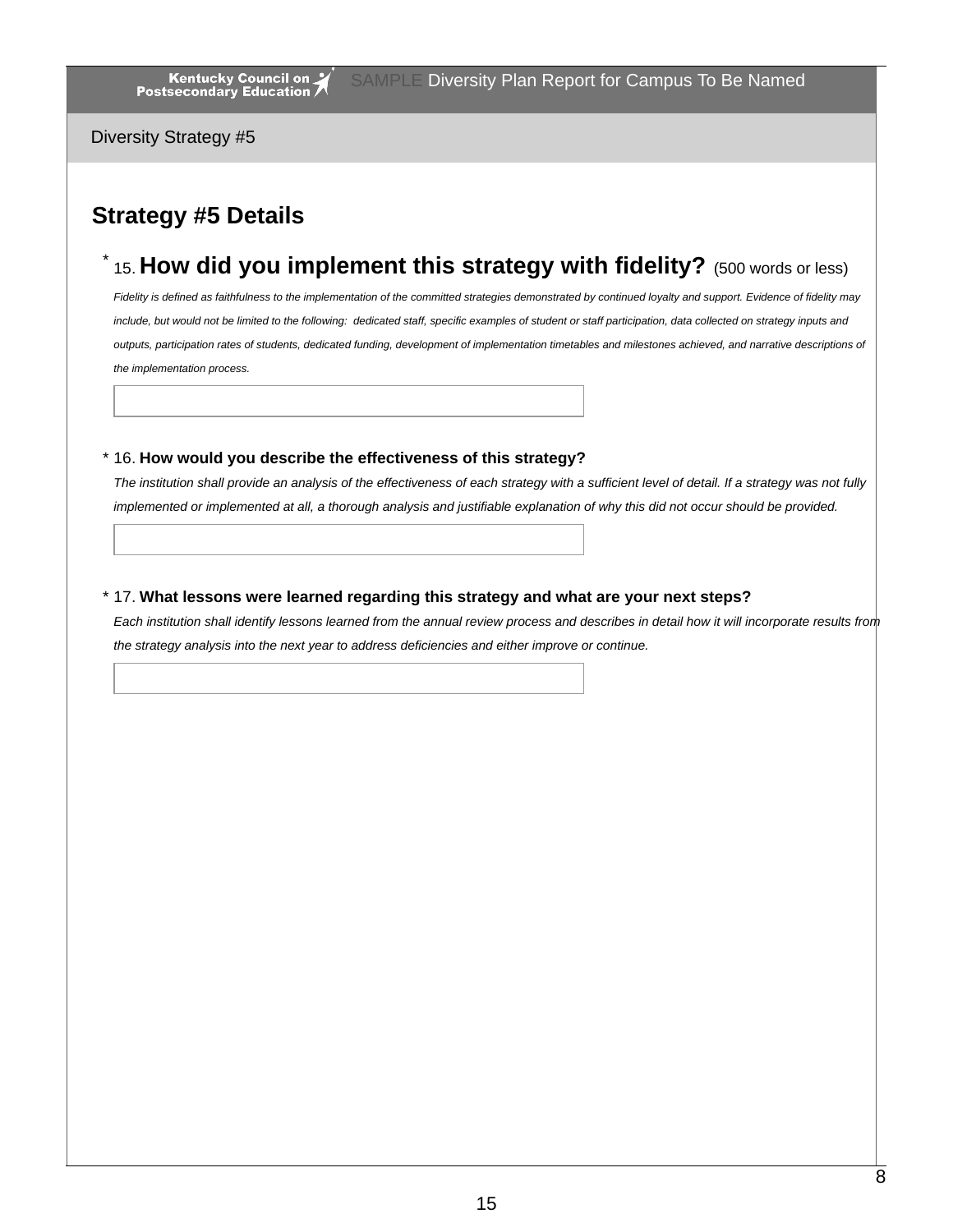Diversity Strategy #5

## Strategy #5 Details

\* 15. **How did you implement this strategy with fidelity?** (500 words or less)

*Fidelity is defined as faithfulness to the implementation of the committed strategies demonstrated by continued loyalty and support. Evidence of fidelity may include, but would not be limited to the following: dedicated staff, specific examples of student or staff participation, data collected on strategy inputs and outputs, participation rates of students, dedicated funding, development of implementation timetables and milestones achieved, and narrative descriptions of the implementation process.*

\* 16. **How would you describe the effectiveness of this strategy?**

*The institution shall provide an analysis of the effectiveness of each strategy with a sufficient level of detail. If a strategy was not fully implemented or implemented at all, a thorough analysis and justifiable explanation of why this did not occur should be provided.*

\* 17. **What lessons were learned regarding this strategy and what are your next steps?**

*Each institution shall identify lessons learned from the annual review process and describes in detail how it will incorporate results from the strategy analysis into the next year to address deficiencies and either improve or continue.*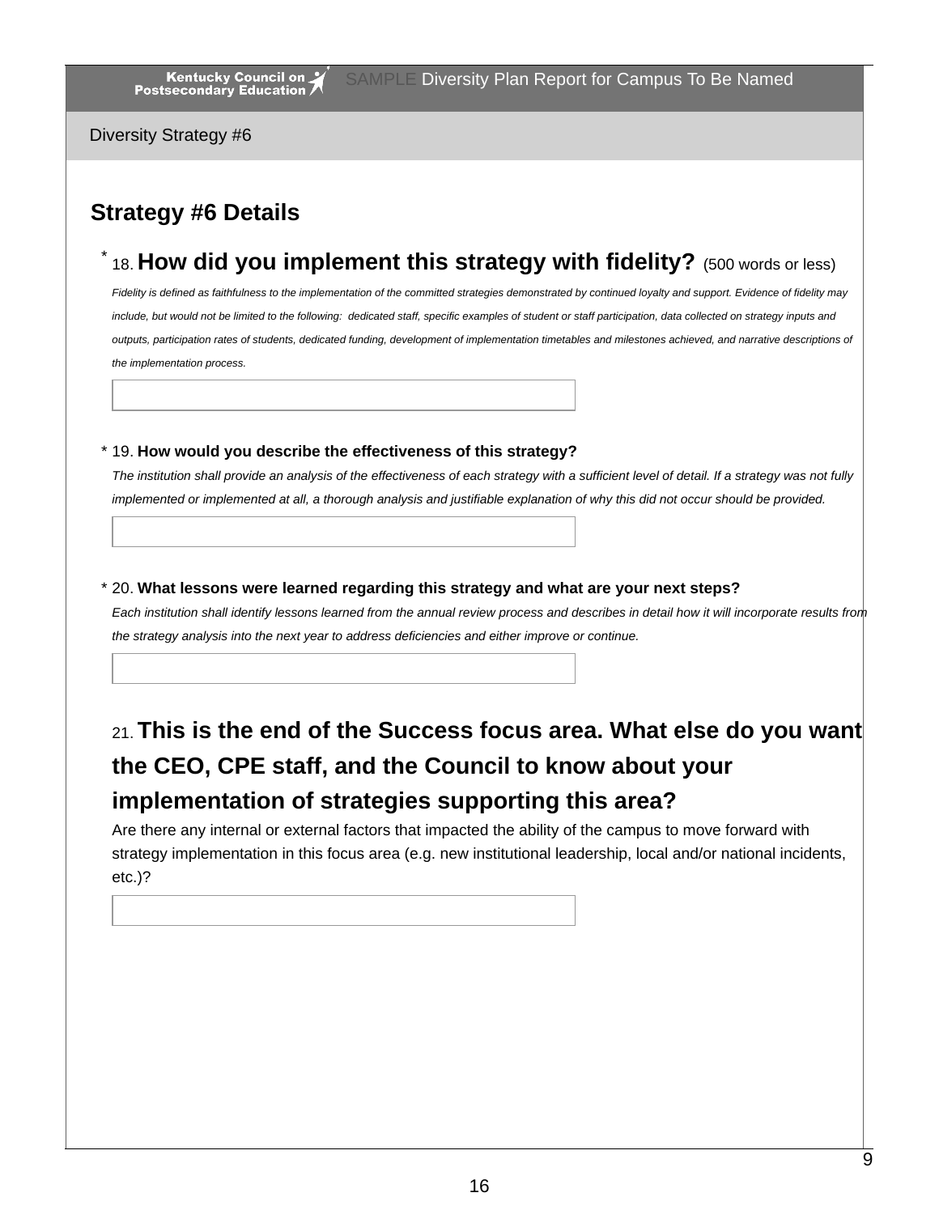Kentucky Council on Postsecondary Education — SAMPLE Diversity Plan Report for Campus To Be Named

Diversity Strategy #6

## Strategy #6 Details

\* 18. **How did you implement this strategy with fidelity?** (500 words or less)

*Fidelity is defined as faithfulness to the implementation of the committed strategies demonstrated by continued loyalty and support. Evidence of fidelity may include, but would not be limited to the following: dedicated staff, specific examples of student or staff participation, data collected on strategy inputs and outputs, participation rates of students, dedicated funding, development of implementation timetables and milestones achieved, and narrative descriptions of the implementation process.*

\* 19. **How would you describe the effectiveness of this strategy?**

*The institution shall provide an analysis of the effectiveness of each strategy with a sufficient level of detail. If a strategy was not fully implemented or implemented at all, a thorough analysis and justifiable explanation of why this did not occur should be provided.*

\* 20. **What lessons were learned regarding this strategy and what are your next steps?**

*Each institution shall identify lessons learned from the annual review process and describes in detail how it will incorporate results from the strategy analysis into the next year to address deficiencies and either improve or continue.*

21. **This is the end of the Success focus area. What else do you want the CEO, CPE staff, and the Council to know about your implementation of strategies supporting this area?**

Are there any internal or external factors that impacted the ability of the campus to move forward with strategy implementation in this focus area (e.g. new institutional leadership, local and/or national incidents, etc.)?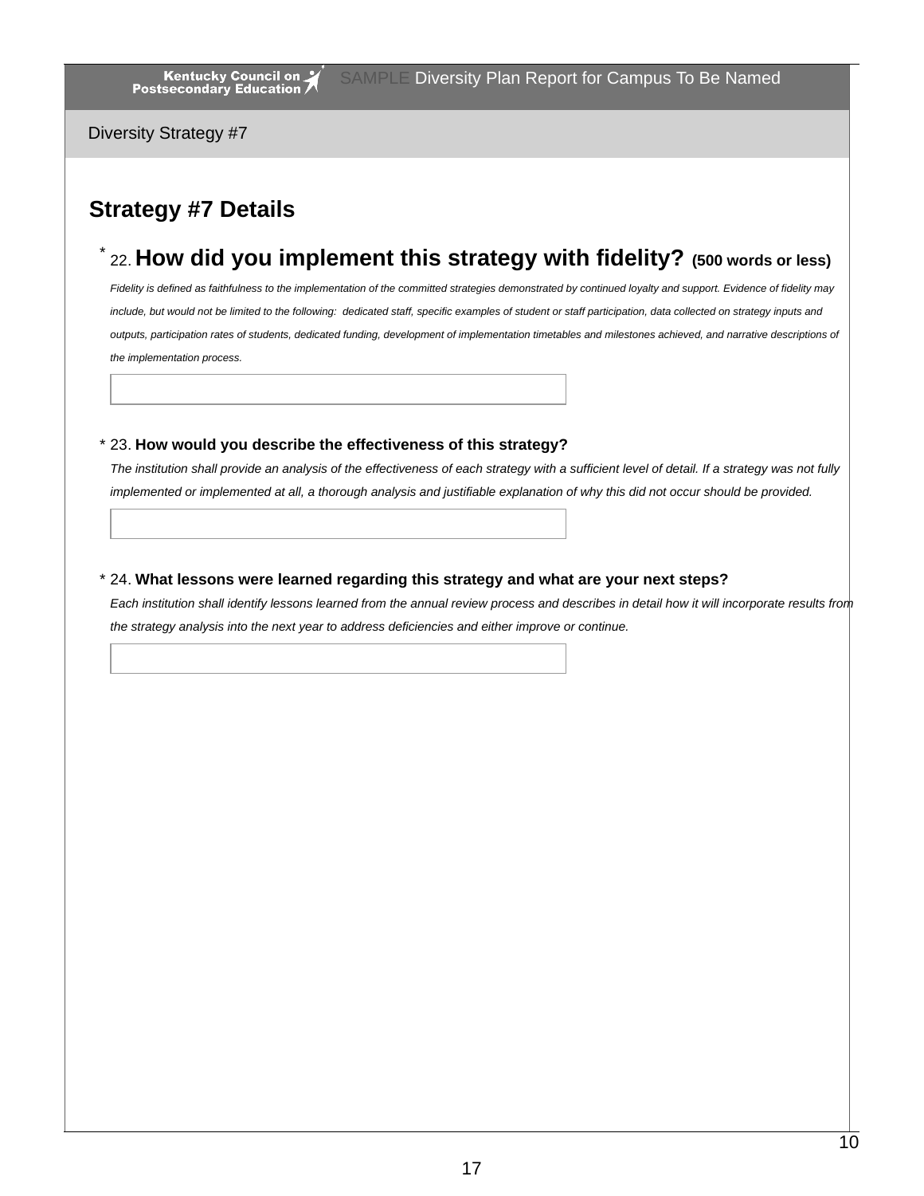Diversity Strategy #7

## Strategy #7 Details

\* 22. **How did you implement this strategy with fidelity? (500 words or less)**

*Fidelity is defined as faithfulness to the implementation of the committed strategies demonstrated by continued loyalty and support. Evidence of fidelity may include, but would not be limited to the following: dedicated staff, specific examples of student or staff participation, data collected on strategy inputs and outputs, participation rates of students, dedicated funding, development of implementation timetables and milestones achieved, and narrative descriptions of the implementation process.*

\* 23. **How would you describe the effectiveness of this strategy?**

*The institution shall provide an analysis of the effectiveness of each strategy with a sufficient level of detail. If a strategy was not fully implemented or implemented at all, a thorough analysis and justifiable explanation of why this did not occur should be provided.*

\* 24. **What lessons were learned regarding this strategy and what are your next steps?**

*Each institution shall identify lessons learned from the annual review process and describes in detail how it will incorporate results from the strategy analysis into the next year to address deficiencies and either improve or continue.*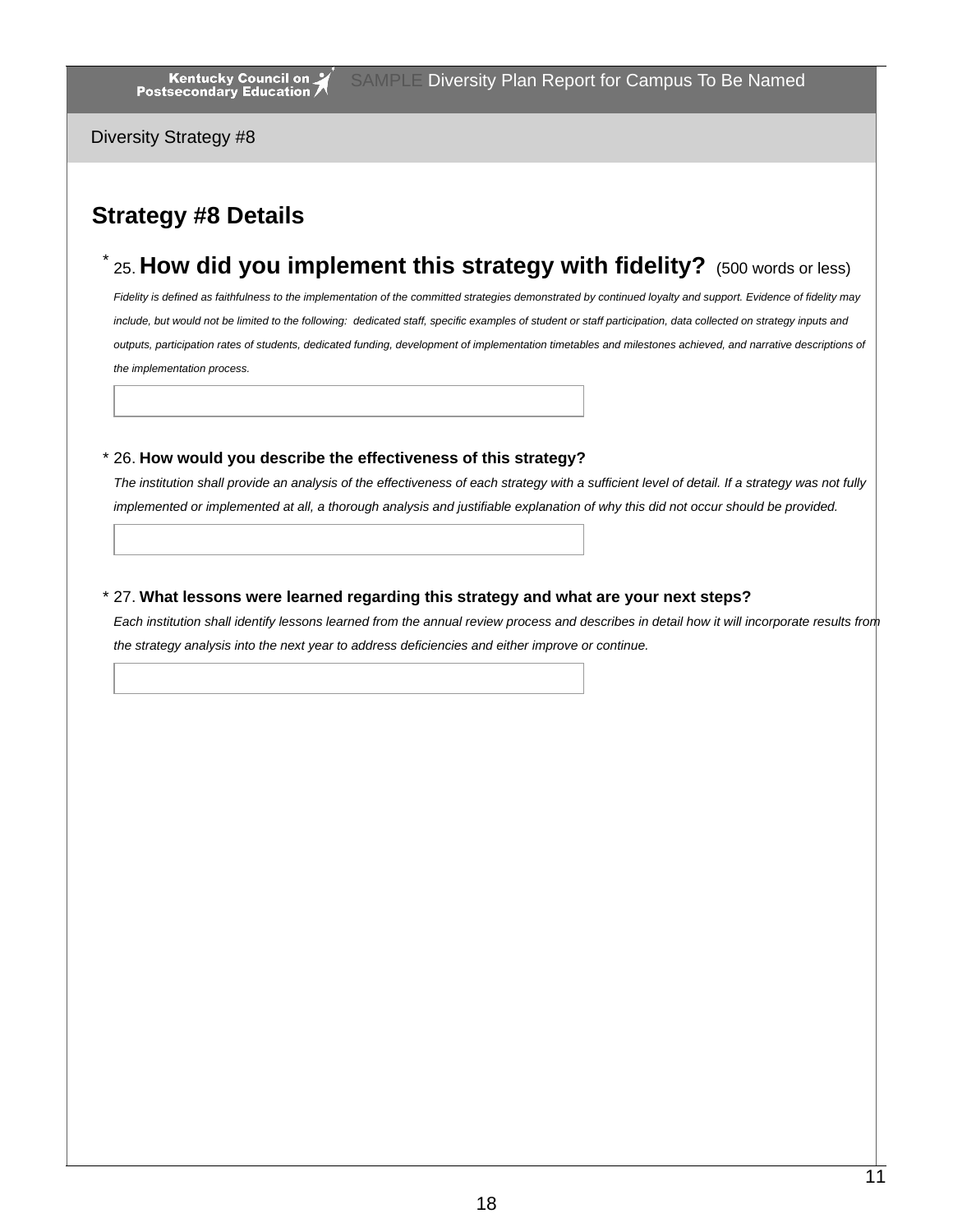Diversity Strategy #8

## Strategy #8 Details

\* 25. **How did you implement this strategy with fidelity?** (500 words or less)

*Fidelity is defined as faithfulness to the implementation of the committed strategies demonstrated by continued loyalty and support. Evidence of fidelity may include, but would not be limited to the following: dedicated staff, specific examples of student or staff participation, data collected on strategy inputs and outputs, participation rates of students, dedicated funding, development of implementation timetables and milestones achieved, and narrative descriptions of the implementation process.*

\* 26. **How would you describe the effectiveness of this strategy?**

*The institution shall provide an analysis of the effectiveness of each strategy with a sufficient level of detail. If a strategy was not fully implemented or implemented at all, a thorough analysis and justifiable explanation of why this did not occur should be provided.*

\* 27. **What lessons were learned regarding this strategy and what are your next steps?**

*Each institution shall identify lessons learned from the annual review process and describes in detail how it will incorporate results from the strategy analysis into the next year to address deficiencies and either improve or continue.*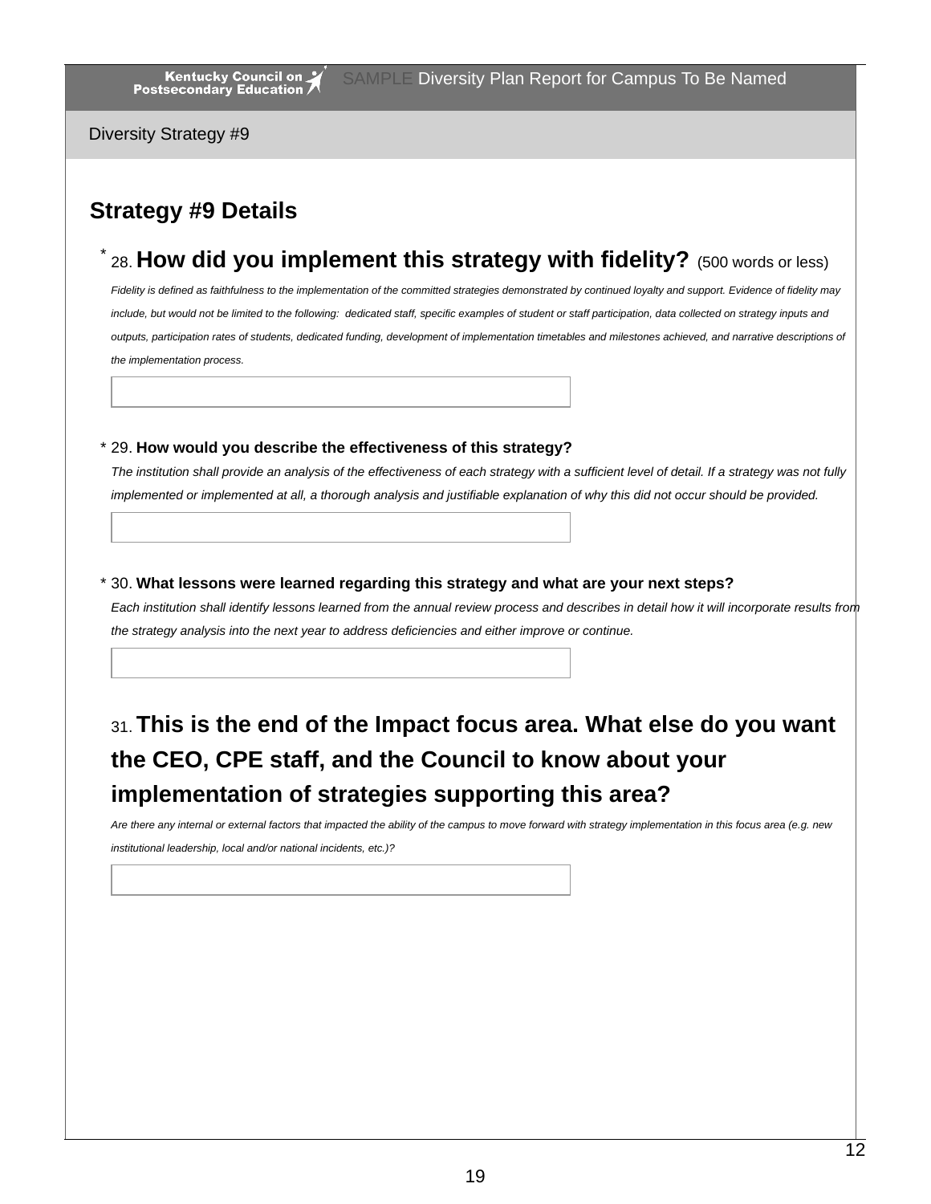Diversity Strategy #9

## Strategy #9 Details

\* 28. **How did you implement this strategy with fidelity?** (500 words or less)

*Fidelity is defined as faithfulness to the implementation of the committed strategies demonstrated by continued loyalty and support. Evidence of fidelity may include, but would not be limited to the following: dedicated staff, specific examples of student or staff participation, data collected on strategy inputs and outputs, participation rates of students, dedicated funding, development of implementation timetables and milestones achieved, and narrative descriptions of the implementation process.*

\* 29. **How would you describe the effectiveness of this strategy?**

*The institution shall provide an analysis of the effectiveness of each strategy with a sufficient level of detail. If a strategy was not fully implemented or implemented at all, a thorough analysis and justifiable explanation of why this did not occur should be provided.*

\* 30. **What lessons were learned regarding this strategy and what are your next steps?**

*Each institution shall identify lessons learned from the annual review process and describes in detail how it will incorporate results from the strategy analysis into the next year to address deficiencies and either improve or continue.*

31. **This is the end of the Impact focus area. What else do you want the CEO, CPE staff, and the Council to know about your implementation of strategies supporting this area?**

*Are there any internal or external factors that impacted the ability of the campus to move forward with strategy implementation in this focus area (e.g. new institutional leadership, local and/or national incidents, etc.)?*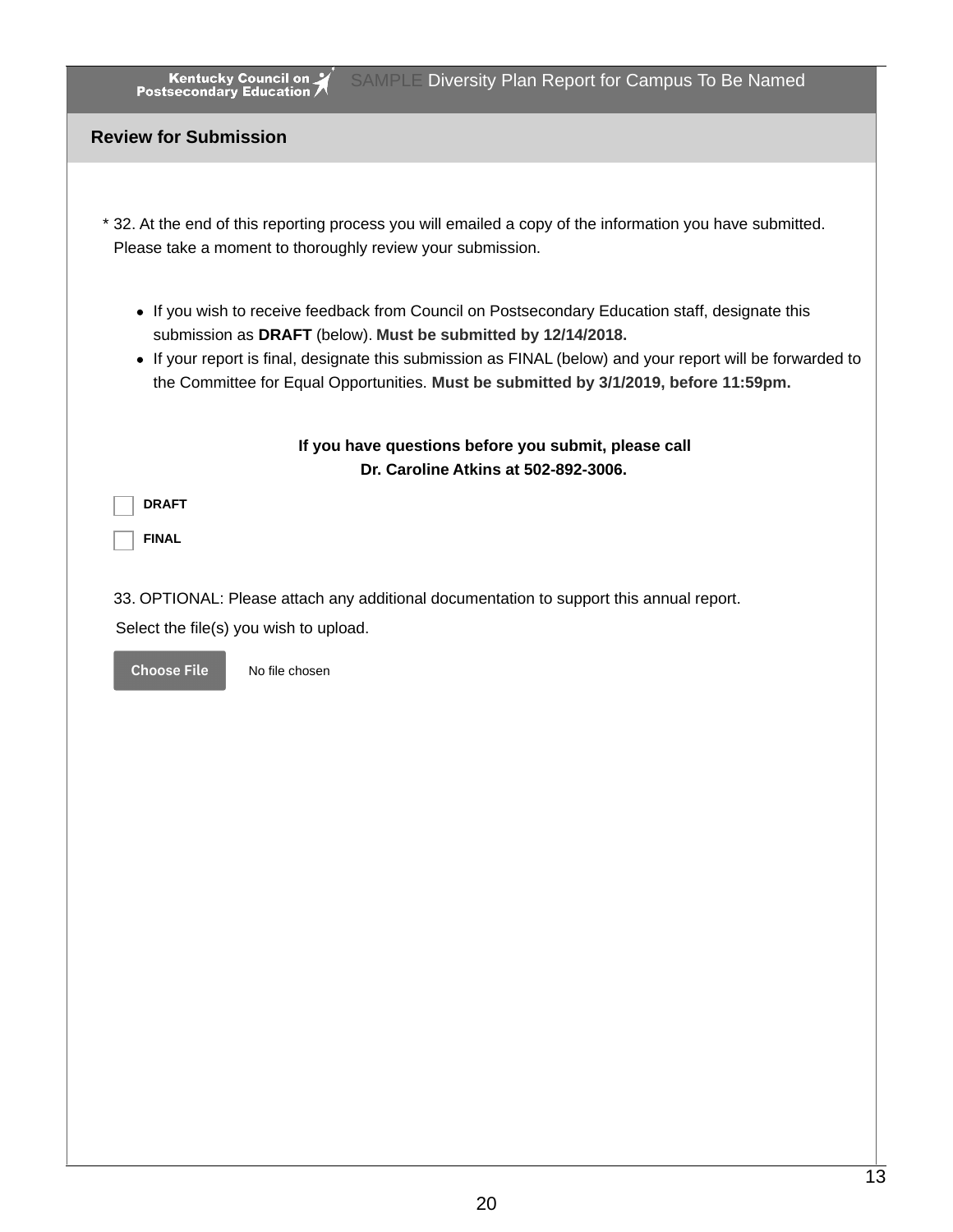SAMPLE Diversity Plan Report for Campus To Be Named

## Review for Submission

\* 32. At the end of this reporting process you will emailed a copy of the information you have submitted. Please take a moment to thoroughly review your submission.

- If you wish to receive feedback from Council on Postsecondary Education staff, designate this submission as **DRAFT** (below). **Must be submitted by 12/14/2018.**
- If your report is final, designate this submission as FINAL (below) and your report will be forwarded to the Committee for Equal Opportunities. **Must be submitted by 3/1/2019, before 11:59pm.**

**If you have questions before you submit, please call**
**Dr. Caroline Atkins at 502-892-3006.**

☐ **DRAFT**

☐ **FINAL**

33. OPTIONAL: Please attach any additional documentation to support this annual report.

Select the file(s) you wish to upload.

Choose File   No file chosen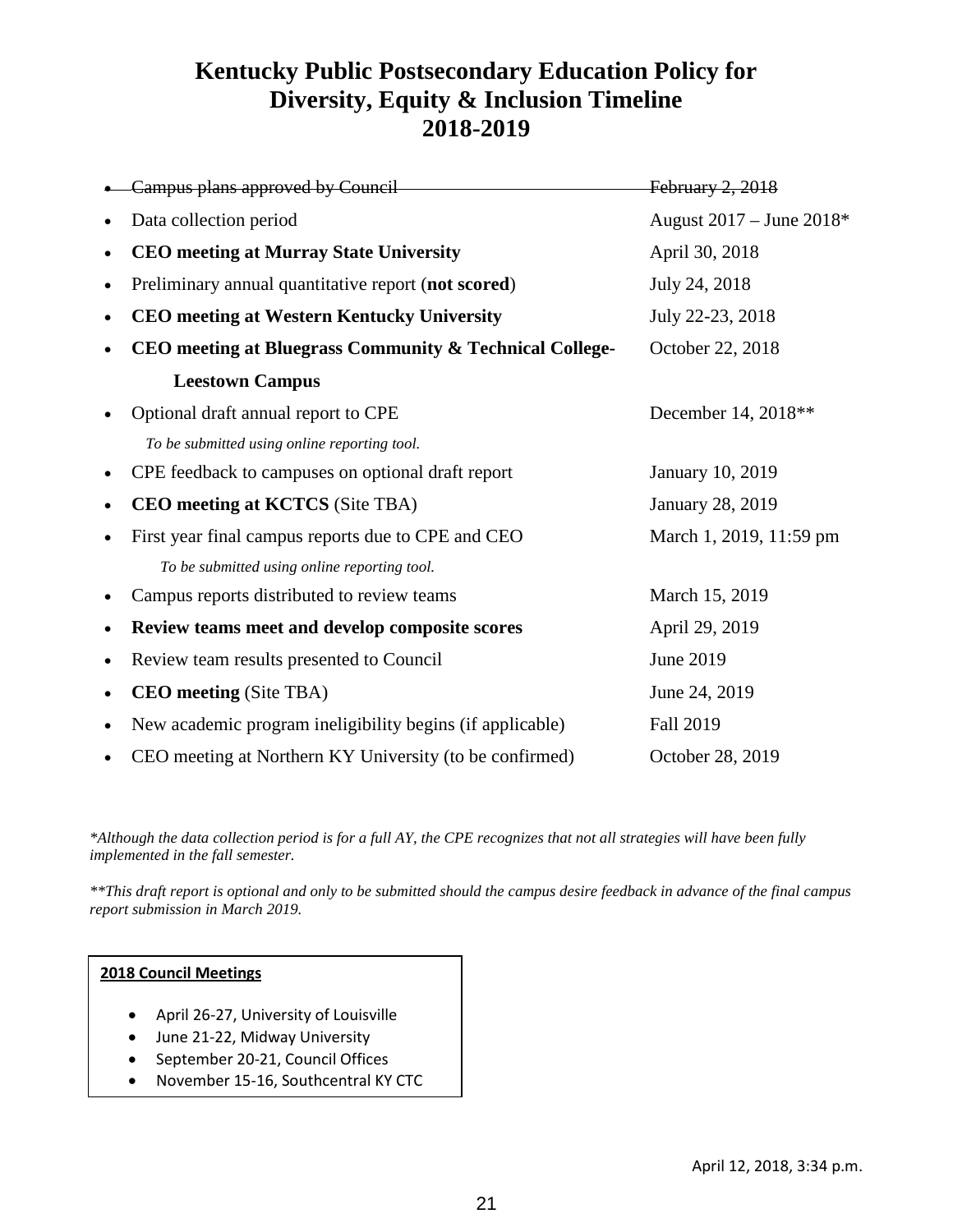# Kentucky Public Postsecondary Education Policy for Diversity, Equity & Inclusion Timeline 2018-2019

| | |
|---|---|
| ~~Campus plans approved by Council~~ | ~~February 2, 2018~~ |
| Data collection period | August 2017 – June 2018* |
| **CEO meeting at Murray State University** | April 30, 2018 |
| Preliminary annual quantitative report (**not scored**) | July 24, 2018 |
| **CEO meeting at Western Kentucky University** | July 22-23, 2018 |
| **CEO meeting at Bluegrass Community & Technical College-Leestown Campus** | October 22, 2018 |
| Optional draft annual report to CPE<br>*To be submitted using online reporting tool.* | December 14, 2018** |
| CPE feedback to campuses on optional draft report | January 10, 2019 |
| **CEO meeting at KCTCS** (Site TBA) | January 28, 2019 |
| First year final campus reports due to CPE and CEO<br>*To be submitted using online reporting tool.* | March 1, 2019, 11:59 pm |
| Campus reports distributed to review teams | March 15, 2019 |
| **Review teams meet and develop composite scores** | April 29, 2019 |
| Review team results presented to Council | June 2019 |
| **CEO meeting** (Site TBA) | June 24, 2019 |
| New academic program ineligibility begins (if applicable) | Fall 2019 |
| CEO meeting at Northern KY University (to be confirmed) | October 28, 2019 |

*\*Although the data collection period is for a full AY, the CPE recognizes that not all strategies will have been fully implemented in the fall semester.*

*\*\*This draft report is optional and only to be submitted should the campus desire feedback in advance of the final campus report submission in March 2019.*

**2018 Council Meetings**

- April 26-27, University of Louisville
- June 21-22, Midway University
- September 20-21, Council Offices
- November 15-16, Southcentral KY CTC

April 12, 2018, 3:34 p.m.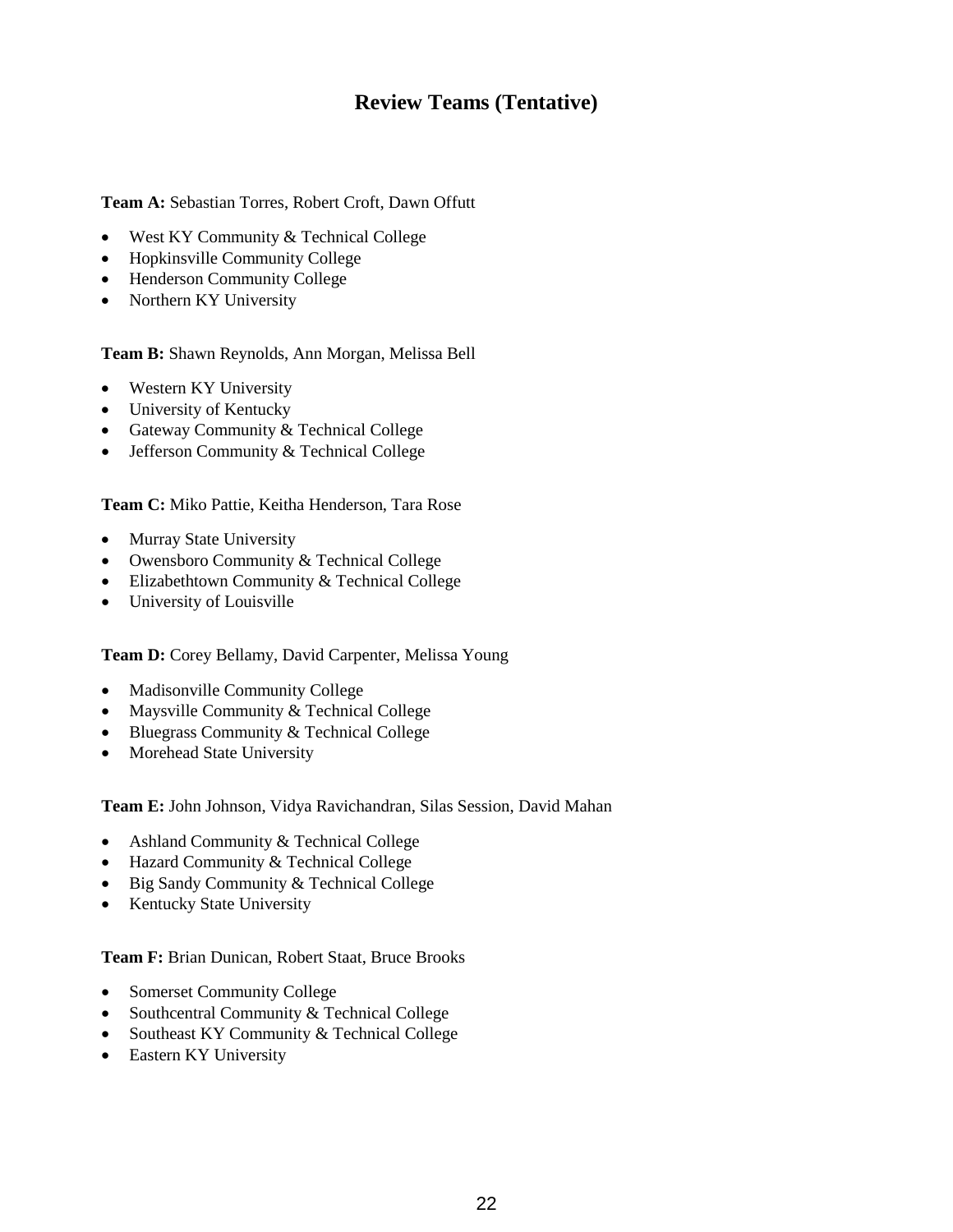## Review Teams (Tentative)

**Team A:** Sebastian Torres, Robert Croft, Dawn Offutt

- West KY Community & Technical College
- Hopkinsville Community College
- Henderson Community College
- Northern KY University

**Team B:** Shawn Reynolds, Ann Morgan, Melissa Bell

- Western KY University
- University of Kentucky
- Gateway Community & Technical College
- Jefferson Community & Technical College

**Team C:** Miko Pattie, Keitha Henderson, Tara Rose

- Murray State University
- Owensboro Community & Technical College
- Elizabethtown Community & Technical College
- University of Louisville

**Team D:** Corey Bellamy, David Carpenter, Melissa Young

- Madisonville Community College
- Maysville Community & Technical College
- Bluegrass Community & Technical College
- Morehead State University

**Team E:** John Johnson, Vidya Ravichandran, Silas Session, David Mahan

- Ashland Community & Technical College
- Hazard Community & Technical College
- Big Sandy Community & Technical College
- Kentucky State University

**Team F:** Brian Dunican, Robert Staat, Bruce Brooks

- Somerset Community College
- Southcentral Community & Technical College
- Southeast KY Community & Technical College
- Eastern KY University